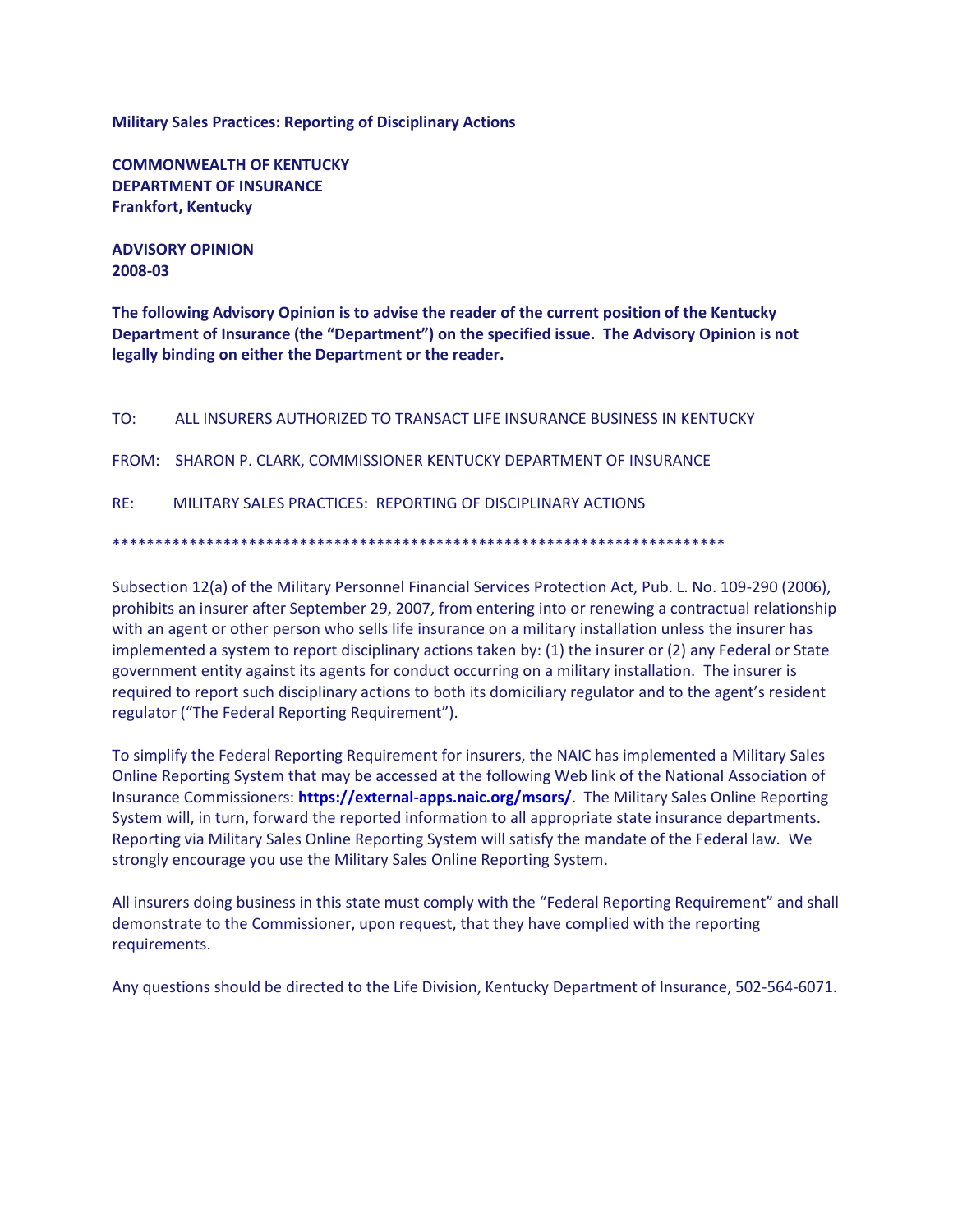**Military Sales Practices: Reporting of Disciplinary Actions**

**COMMONWEALTH OF KENTUCKY**
**DEPARTMENT OF INSURANCE**
**Frankfort, Kentucky**

**ADVISORY OPINION**
**2008-03**

**The following Advisory Opinion is to advise the reader of the current position of the Kentucky Department of Insurance (the "Department") on the specified issue. The Advisory Opinion is not legally binding on either the Department or the reader.**

TO: ALL INSURERS AUTHORIZED TO TRANSACT LIFE INSURANCE BUSINESS IN KENTUCKY

FROM: SHARON P. CLARK, COMMISSIONER KENTUCKY DEPARTMENT OF INSURANCE

RE: MILITARY SALES PRACTICES: REPORTING OF DISCIPLINARY ACTIONS

**************************************************************************

Subsection 12(a) of the Military Personnel Financial Services Protection Act, Pub. L. No. 109-290 (2006), prohibits an insurer after September 29, 2007, from entering into or renewing a contractual relationship with an agent or other person who sells life insurance on a military installation unless the insurer has implemented a system to report disciplinary actions taken by: (1) the insurer or (2) any Federal or State government entity against its agents for conduct occurring on a military installation. The insurer is required to report such disciplinary actions to both its domiciliary regulator and to the agent's resident regulator ("The Federal Reporting Requirement").

To simplify the Federal Reporting Requirement for insurers, the NAIC has implemented a Military Sales Online Reporting System that may be accessed at the following Web link of the National Association of Insurance Commissioners: **https://external-apps.naic.org/msors/**. The Military Sales Online Reporting System will, in turn, forward the reported information to all appropriate state insurance departments. Reporting via Military Sales Online Reporting System will satisfy the mandate of the Federal law. We strongly encourage you use the Military Sales Online Reporting System.

All insurers doing business in this state must comply with the "Federal Reporting Requirement" and shall demonstrate to the Commissioner, upon request, that they have complied with the reporting requirements.

Any questions should be directed to the Life Division, Kentucky Department of Insurance, 502-564-6071.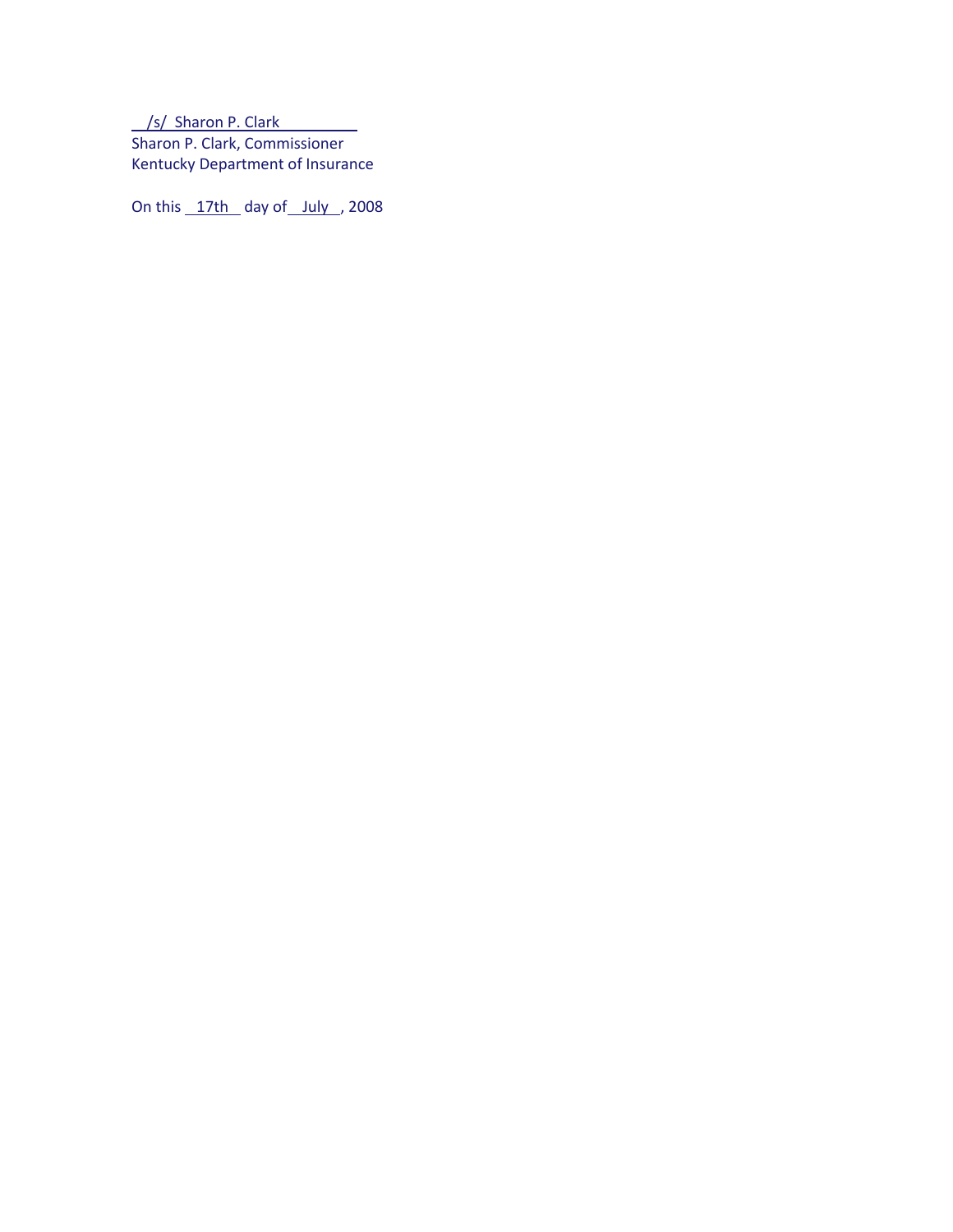/s/ Sharon P. Clark

Sharon P. Clark, Commissioner
Kentucky Department of Insurance

On this 17th day of July, 2008